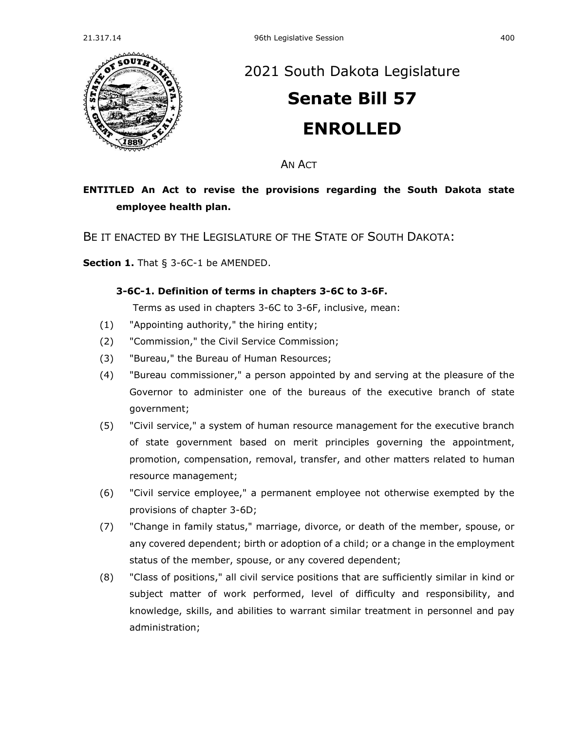# 2021 South Dakota Legislature

# Senate Bill 57

# ENROLLED

AN ACT

**ENTITLED An Act to revise the provisions regarding the South Dakota state employee health plan.**

BE IT ENACTED BY THE LEGISLATURE OF THE STATE OF SOUTH DAKOTA:

**Section 1.** That § 3-6C-1 be AMENDED.

**3-6C-1. Definition of terms in chapters 3-6C to 3-6F.**

Terms as used in chapters 3-6C to 3-6F, inclusive, mean:

(1) "Appointing authority," the hiring entity;

(2) "Commission," the Civil Service Commission;

(3) "Bureau," the Bureau of Human Resources;

(4) "Bureau commissioner," a person appointed by and serving at the pleasure of the Governor to administer one of the bureaus of the executive branch of state government;

(5) "Civil service," a system of human resource management for the executive branch of state government based on merit principles governing the appointment, promotion, compensation, removal, transfer, and other matters related to human resource management;

(6) "Civil service employee," a permanent employee not otherwise exempted by the provisions of chapter 3-6D;

(7) "Change in family status," marriage, divorce, or death of the member, spouse, or any covered dependent; birth or adoption of a child; or a change in the employment status of the member, spouse, or any covered dependent;

(8) "Class of positions," all civil service positions that are sufficiently similar in kind or subject matter of work performed, level of difficulty and responsibility, and knowledge, skills, and abilities to warrant similar treatment in personnel and pay administration;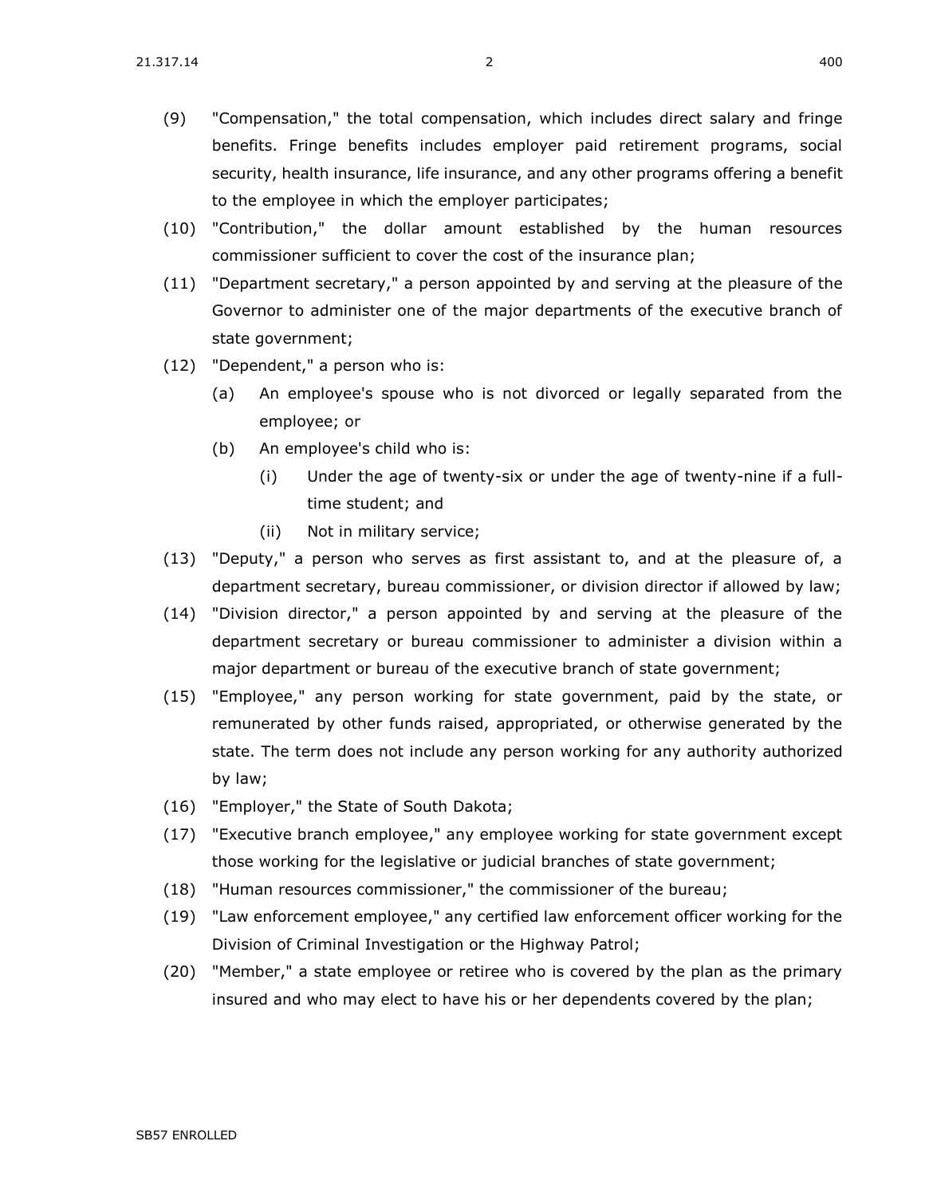(9) "Compensation," the total compensation, which includes direct salary and fringe benefits. Fringe benefits includes employer paid retirement programs, social security, health insurance, life insurance, and any other programs offering a benefit to the employee in which the employer participates;

(10) "Contribution," the dollar amount established by the human resources commissioner sufficient to cover the cost of the insurance plan;

(11) "Department secretary," a person appointed by and serving at the pleasure of the Governor to administer one of the major departments of the executive branch of state government;

(12) "Dependent," a person who is:

  (a) An employee's spouse who is not divorced or legally separated from the employee; or

  (b) An employee's child who is:

    (i) Under the age of twenty-six or under the age of twenty-nine if a full-time student; and

    (ii) Not in military service;

(13) "Deputy," a person who serves as first assistant to, and at the pleasure of, a department secretary, bureau commissioner, or division director if allowed by law;

(14) "Division director," a person appointed by and serving at the pleasure of the department secretary or bureau commissioner to administer a division within a major department or bureau of the executive branch of state government;

(15) "Employee," any person working for state government, paid by the state, or remunerated by other funds raised, appropriated, or otherwise generated by the state. The term does not include any person working for any authority authorized by law;

(16) "Employer," the State of South Dakota;

(17) "Executive branch employee," any employee working for state government except those working for the legislative or judicial branches of state government;

(18) "Human resources commissioner," the commissioner of the bureau;

(19) "Law enforcement employee," any certified law enforcement officer working for the Division of Criminal Investigation or the Highway Patrol;

(20) "Member," a state employee or retiree who is covered by the plan as the primary insured and who may elect to have his or her dependents covered by the plan;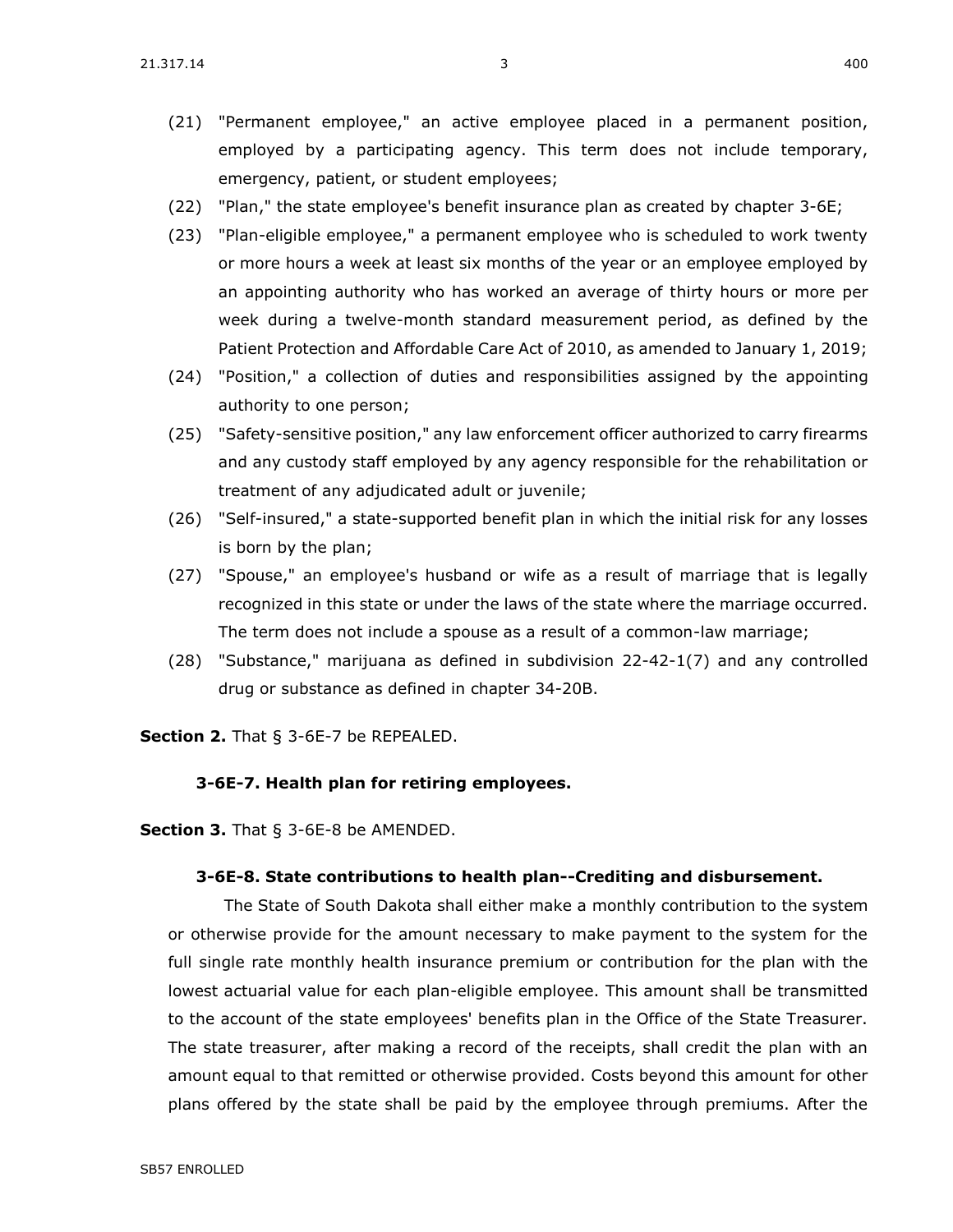(21) "Permanent employee," an active employee placed in a permanent position, employed by a participating agency. This term does not include temporary, emergency, patient, or student employees;

(22) "Plan," the state employee's benefit insurance plan as created by chapter 3-6E;

(23) "Plan-eligible employee," a permanent employee who is scheduled to work twenty or more hours a week at least six months of the year or an employee employed by an appointing authority who has worked an average of thirty hours or more per week during a twelve-month standard measurement period, as defined by the Patient Protection and Affordable Care Act of 2010, as amended to January 1, 2019;

(24) "Position," a collection of duties and responsibilities assigned by the appointing authority to one person;

(25) "Safety-sensitive position," any law enforcement officer authorized to carry firearms and any custody staff employed by any agency responsible for the rehabilitation or treatment of any adjudicated adult or juvenile;

(26) "Self-insured," a state-supported benefit plan in which the initial risk for any losses is born by the plan;

(27) "Spouse," an employee's husband or wife as a result of marriage that is legally recognized in this state or under the laws of the state where the marriage occurred. The term does not include a spouse as a result of a common-law marriage;

(28) "Substance," marijuana as defined in subdivision 22-42-1(7) and any controlled drug or substance as defined in chapter 34-20B.

**Section 2.** That § 3-6E-7 be REPEALED.

**3-6E-7. Health plan for retiring employees.**

**Section 3.** That § 3-6E-8 be AMENDED.

**3-6E-8. State contributions to health plan--Crediting and disbursement.**

The State of South Dakota shall either make a monthly contribution to the system or otherwise provide for the amount necessary to make payment to the system for the full single rate monthly health insurance premium or contribution for the plan with the lowest actuarial value for each plan-eligible employee. This amount shall be transmitted to the account of the state employees' benefits plan in the Office of the State Treasurer. The state treasurer, after making a record of the receipts, shall credit the plan with an amount equal to that remitted or otherwise provided. Costs beyond this amount for other plans offered by the state shall be paid by the employee through premiums. After the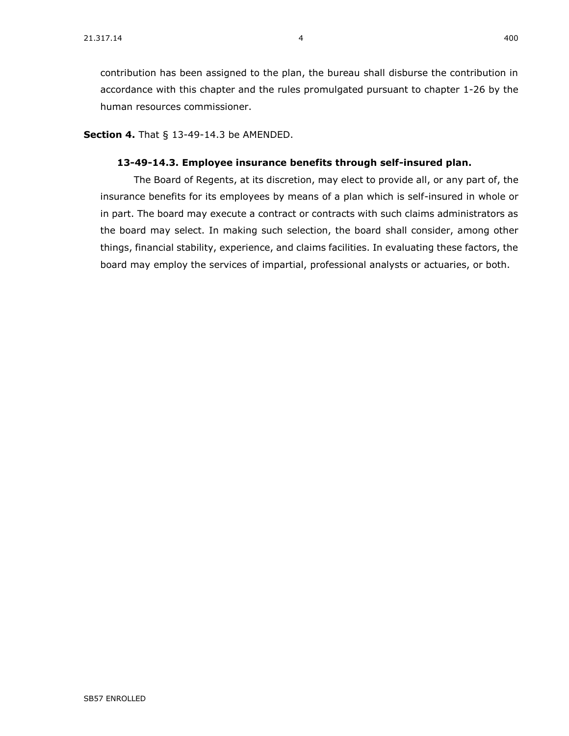contribution has been assigned to the plan, the bureau shall disburse the contribution in accordance with this chapter and the rules promulgated pursuant to chapter 1-26 by the human resources commissioner.

**Section 4.** That § 13-49-14.3 be AMENDED.

**13-49-14.3. Employee insurance benefits through self-insured plan.**

The Board of Regents, at its discretion, may elect to provide all, or any part of, the insurance benefits for its employees by means of a plan which is self-insured in whole or in part. The board may execute a contract or contracts with such claims administrators as the board may select. In making such selection, the board shall consider, among other things, financial stability, experience, and claims facilities. In evaluating these factors, the board may employ the services of impartial, professional analysts or actuaries, or both.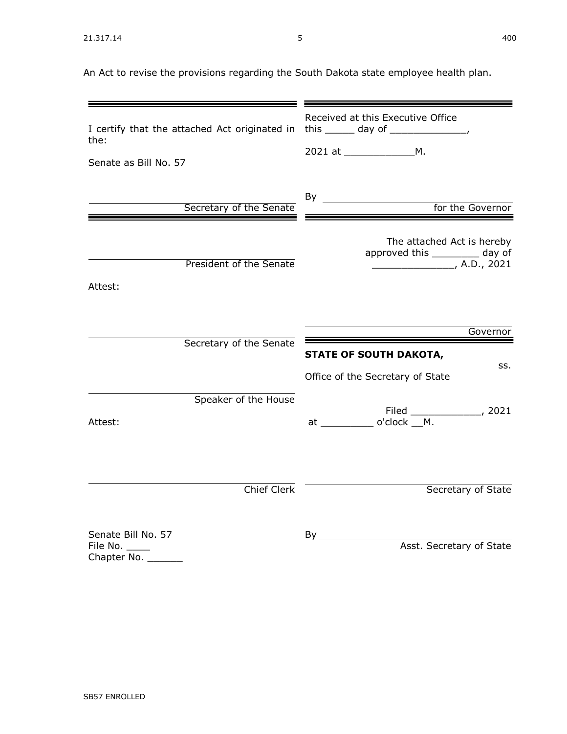An Act to revise the provisions regarding the South Dakota state employee health plan.

I certify that the attached Act originated in the:

Senate as Bill No. 57

Secretary of the Senate

President of the Senate

Attest:

Secretary of the Senate

Speaker of the House

Attest:

Chief Clerk

Senate Bill No. 57
File No. ____
Chapter No. ______

Received at this Executive Office this _____ day of _____________,

2021 at ____________M.

By

for the Governor

The attached Act is hereby approved this ________ day of ______________, A.D., 2021

Governor

**STATE OF SOUTH DAKOTA,**

ss.

Office of the Secretary of State

Filed ____________, 2021 at _________ o'clock __M.

Secretary of State

By

Asst. Secretary of State

SB57 ENROLLED